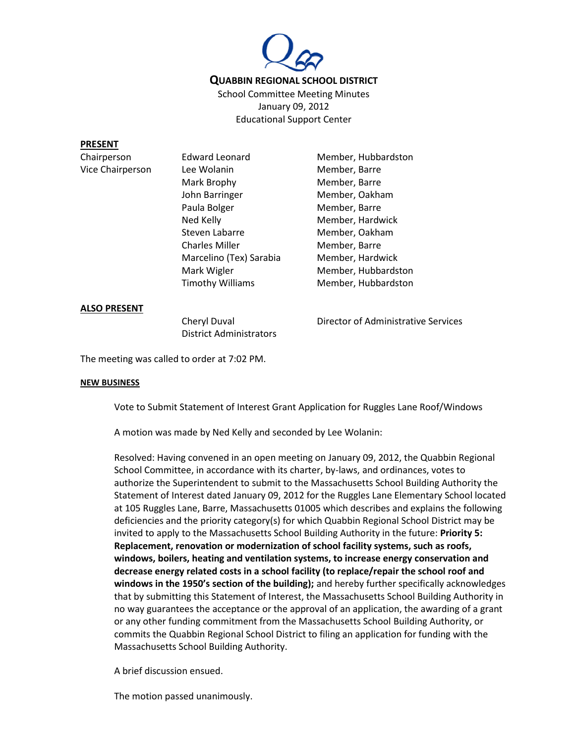**QUABBIN REGIONAL SCHOOL DISTRICT**
School Committee Meeting Minutes
January 09, 2012
Educational Support Center

**PRESENT**

| | | |
|---|---|---|
| Chairperson | Edward Leonard | Member, Hubbardston |
| Vice Chairperson | Lee Wolanin | Member, Barre |
| | Mark Brophy | Member, Barre |
| | John Barringer | Member, Oakham |
| | Paula Bolger | Member, Barre |
| | Ned Kelly | Member, Hardwick |
| | Steven Labarre | Member, Oakham |
| | Charles Miller | Member, Barre |
| | Marcelino (Tex) Sarabia | Member, Hardwick |
| | Mark Wigler | Member, Hubbardston |
| | Timothy Williams | Member, Hubbardston |

**ALSO PRESENT**

| | | |
|---|---|---|
| | Cheryl Duval | Director of Administrative Services |
| | District Administrators | |

The meeting was called to order at 7:02 PM.

**NEW BUSINESS**

Vote to Submit Statement of Interest Grant Application for Ruggles Lane Roof/Windows

A motion was made by Ned Kelly and seconded by Lee Wolanin:

Resolved: Having convened in an open meeting on January 09, 2012, the Quabbin Regional School Committee, in accordance with its charter, by-laws, and ordinances, votes to authorize the Superintendent to submit to the Massachusetts School Building Authority the Statement of Interest dated January 09, 2012 for the Ruggles Lane Elementary School located at 105 Ruggles Lane, Barre, Massachusetts 01005 which describes and explains the following deficiencies and the priority category(s) for which Quabbin Regional School District may be invited to apply to the Massachusetts School Building Authority in the future: **Priority 5: Replacement, renovation or modernization of school facility systems, such as roofs, windows, boilers, heating and ventilation systems, to increase energy conservation and decrease energy related costs in a school facility (to replace/repair the school roof and windows in the 1950's section of the building);** and hereby further specifically acknowledges that by submitting this Statement of Interest, the Massachusetts School Building Authority in no way guarantees the acceptance or the approval of an application, the awarding of a grant or any other funding commitment from the Massachusetts School Building Authority, or commits the Quabbin Regional School District to filing an application for funding with the Massachusetts School Building Authority.

A brief discussion ensued.

The motion passed unanimously.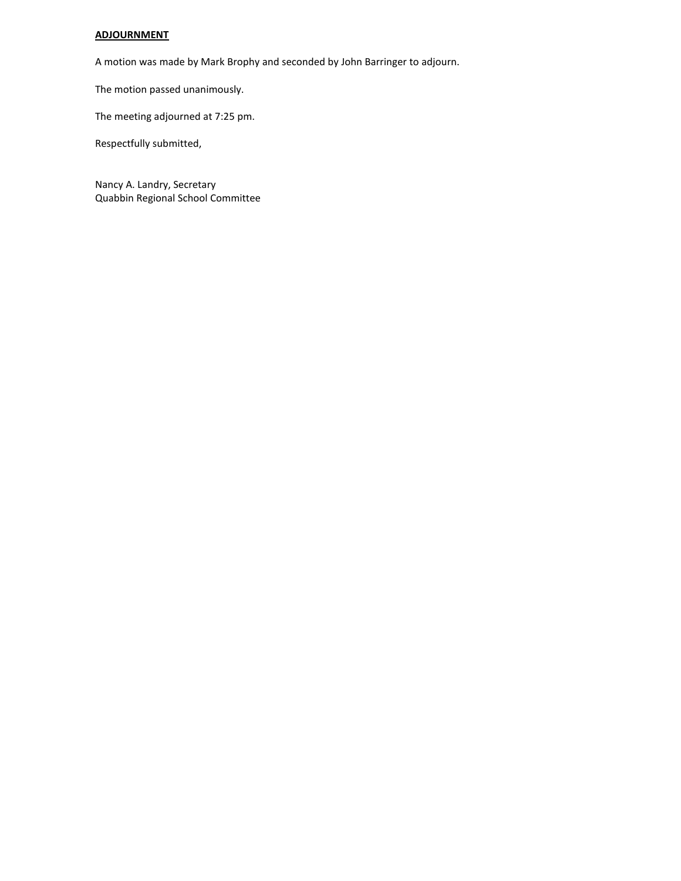**ADJOURNMENT**

A motion was made by Mark Brophy and seconded by John Barringer to adjourn.

The motion passed unanimously.

The meeting adjourned at 7:25 pm.

Respectfully submitted,

Nancy A. Landry, Secretary
Quabbin Regional School Committee